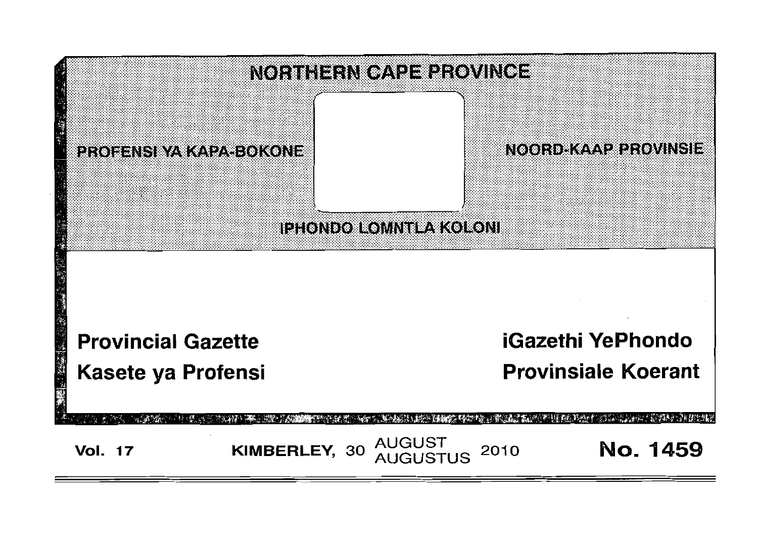# NORTHERN CAPE PROVINCE

PROFENSI YA KAPA-BOKONE

NOORD-KAAP PROVINSIE

IPHONDO LOMNTLA KOLONI

**Provincial Gazette**

**Kasete ya Profensi**

**iGazethi YePhondo**

**Provinsiale Koerant**

**Vol. 17** KIMBERLEY, 30 AUGUST AUGUSTUS 2010 **No. 1459**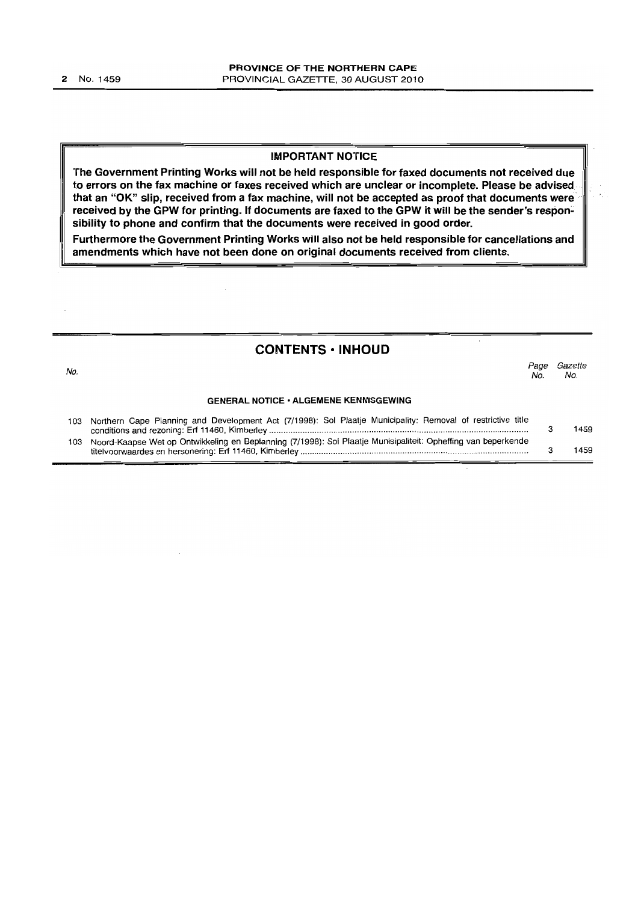## IMPORTANT NOTICE

**The Government Printing Works will not be held responsible for faxed documents not received due to errors on the fax machine or faxes received which are unclear or incomplete. Please be advised that an "OK" slip, received from a fax machine, will not be accepted as proof that documents were received by the GPW for printing. If documents are faxed to the GPW it will be the sender's responsibility to phone and confirm that the documents were received in good order.**

**Furthermore the Government Printing Works will also not be held responsible for cancellations and amendments which have not been done on original documents received from clients.**

## CONTENTS • INHOUD

| No. | | Page No. | Gazette No. |
|---|---|---|---|
| | **GENERAL NOTICE • ALGEMENE KENNISGEWING** | | |
| 103 | Northern Cape Planning and Development Act (7/1998): Sol Plaatje Municipality: Removal of restrictive title conditions and rezoning: Erf 11460, Kimberley | 3 | 1459 |
| 103 | Noord-Kaapse Wet op Ontwikkeling en Beplanning (7/1998): Sol Plaatje Munisipaliteit: Opheffing van beperkende titelvoorwaardes en hersonering: Erf 11460, Kimberley | 3 | 1459 |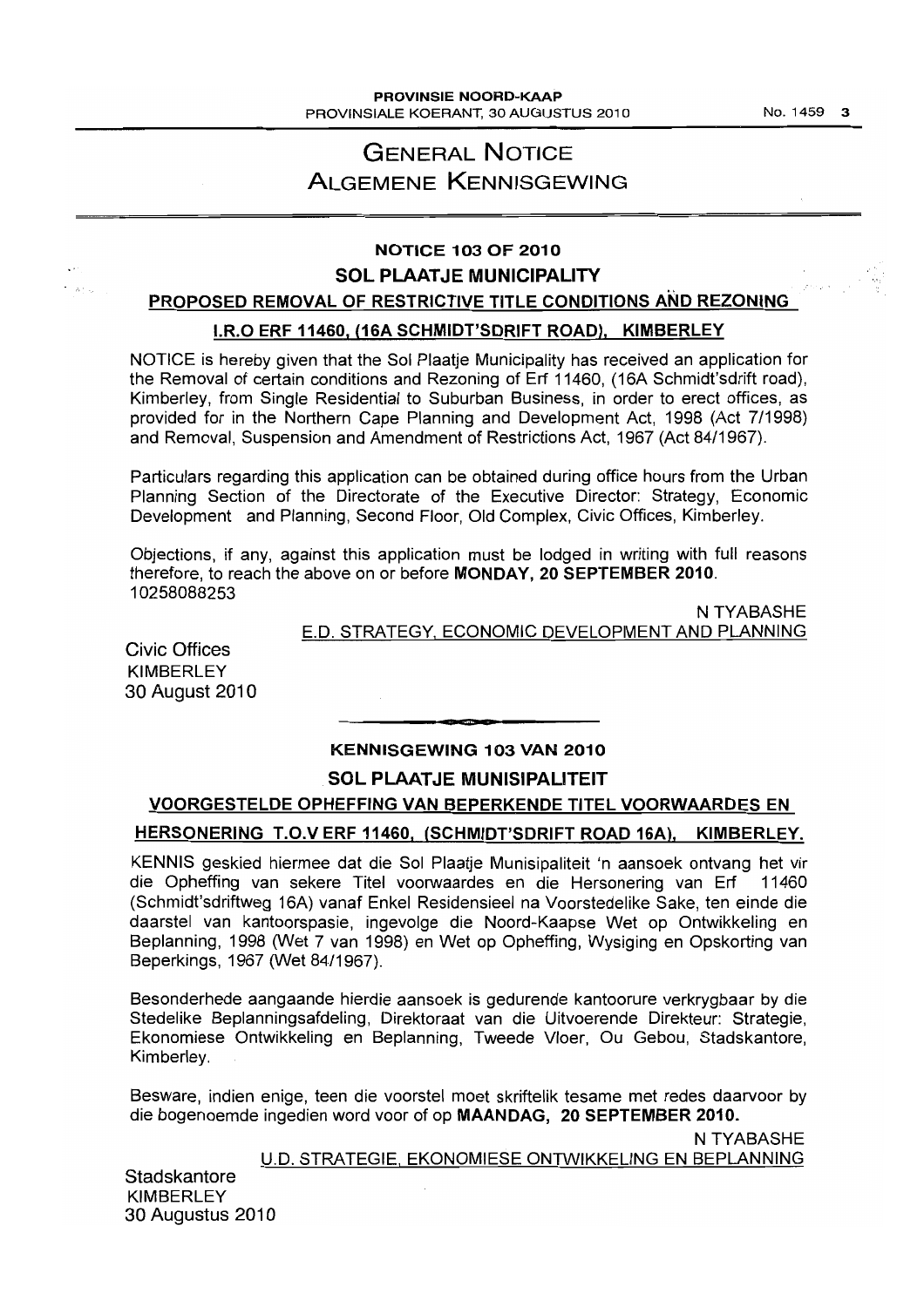# GENERAL NOTICE
# ALGEMENE KENNISGEWING

## NOTICE 103 OF 2010

## SOL PLAATJE MUNICIPALITY

### PROPOSED REMOVAL OF RESTRICTIVE TITLE CONDITIONS AND REZONING

### I.R.O ERF 11460, (16A SCHMIDT'SDRIFT ROAD), KIMBERLEY

NOTICE is hereby given that the Sol Plaatje Municipality has received an application for the Removal of certain conditions and Rezoning of Erf 11460, (16A Schmidt'sdrift road), Kimberley, from Single Residential to Suburban Business, in order to erect offices, as provided for in the Northern Cape Planning and Development Act, 1998 (Act 7/1998) and Removal, Suspension and Amendment of Restrictions Act, 1967 (Act 84/1967).

Particulars regarding this application can be obtained during office hours from the Urban Planning Section of the Directorate of the Executive Director: Strategy, Economic Development and Planning, Second Floor, Old Complex, Civic Offices, Kimberley.

Objections, if any, against this application must be lodged in writing with full reasons therefore, to reach the above on or before **MONDAY, 20 SEPTEMBER 2010**.
10258088253

N TYABASHE
E.D. STRATEGY, ECONOMIC DEVELOPMENT AND PLANNING

Civic Offices
KIMBERLEY
30 August 2010

---

## KENNISGEWING 103 VAN 2010

## SOL PLAATJE MUNISIPALITEIT

### VOORGESTELDE OPHEFFING VAN BEPERKENDE TITEL VOORWAARDES EN

### HERSONERING T.O.V ERF 11460, (SCHMIDT'SDRIFT ROAD 16A), KIMBERLEY.

KENNIS geskied hiermee dat die Sol Plaatje Munisipaliteit 'n aansoek ontvang het vir die Opheffing van sekere Titel voorwaardes en die Hersonering van Erf 11460 (Schmidt'sdriftweg 16A) vanaf Enkel Residensieel na Voorstedelike Sake, ten einde die daarstel van kantoorspasie, ingevolge die Noord-Kaapse Wet op Ontwikkeling en Beplanning, 1998 (Wet 7 van 1998) en Wet op Opheffing, Wysiging en Opskorting van Beperkings, 1967 (Wet 84/1967).

Besonderhede aangaande hierdie aansoek is gedurende kantoorure verkrygbaar by die Stedelike Beplanningsafdeling, Direktoraat van die Uitvoerende Direkteur: Strategie, Ekonomiese Ontwikkeling en Beplanning, Tweede Vloer, Ou Gebou, Stadskantore, Kimberley.

Besware, indien enige, teen die voorstel moet skriftelik tesame met redes daarvoor by die bogenoemde ingedien word voor of op **MAANDAG, 20 SEPTEMBER 2010.**

N TYABASHE
U.D. STRATEGIE, EKONOMIESE ONTWIKKELING EN BEPLANNING

Stadskantore
KIMBERLEY
30 Augustus 2010